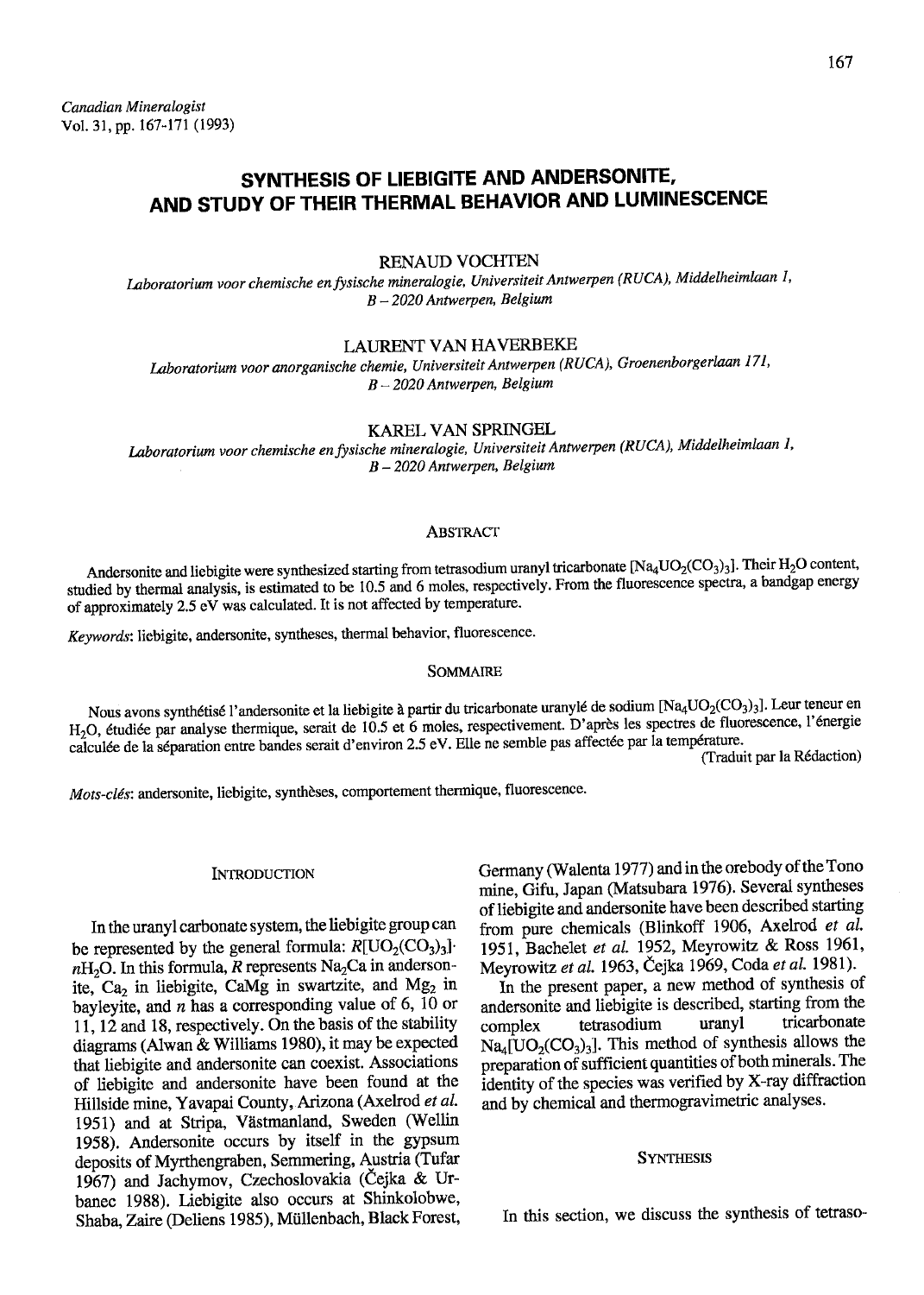*Canadian Mineralogist*
Vol. 31, pp. 167-171 (1993)

# SYNTHESIS OF LIEBIGITE AND ANDERSONITE, AND STUDY OF THEIR THERMAL BEHAVIOR AND LUMINESCENCE

RENAUD VOCHTEN

*Laboratorium voor chemische en fysische mineralogie, Universiteit Antwerpen (RUCA), Middelheimlaan 1, B – 2020 Antwerpen, Belgium*

LAURENT VAN HAVERBEKE

*Laboratorium voor anorganische chemie, Universiteit Antwerpen (RUCA), Groenenborgerlaan 171, B – 2020 Antwerpen, Belgium*

KAREL VAN SPRINGEL

*Laboratorium voor chemische en fysische mineralogie, Universiteit Antwerpen (RUCA), Middelheimlaan 1, B – 2020 Antwerpen, Belgium*

## ABSTRACT

Andersonite and liebigite were synthesized starting from tetrasodium uranyl tricarbonate [$Na_4UO_2(CO_3)_3$]. Their $H_2O$ content, studied by thermal analysis, is estimated to be 10.5 and 6 moles, respectively. From the fluorescence spectra, a bandgap energy of approximately 2.5 eV was calculated. It is not affected by temperature.

*Keywords*: liebigite, andersonite, syntheses, thermal behavior, fluorescence.

## SOMMAIRE

Nous avons synthétisé l'andersonite et la liebigite à partir du tricarbonate uranylé de sodium [$Na_4UO_2(CO_3)_3$]. Leur teneur en $H_2O$, étudiée par analyse thermique, serait de 10.5 et 6 moles, respectivement. D'après les spectres de fluorescence, l'énergie calculée de la séparation entre bandes serait d'environ 2.5 eV. Elle ne semble pas affectée par la température.

(Traduit par la Rédaction)

*Mots-clés*: andersonite, liebigite, synthèses, comportement thermique, fluorescence.

## INTRODUCTION

In the uranyl carbonate system, the liebigite group can be represented by the general formula: $R[UO_2(CO_3)_3] \cdot nH_2O$. In this formula, $R$ represents $Na_2Ca$ in andersonite, $Ca_2$ in liebigite, CaMg in swartzite, and $Mg_2$ in bayleyite, and $n$ has a corresponding value of 6, 10 or 11, 12 and 18, respectively. On the basis of the stability diagrams (Alwan & Williams 1980), it may be expected that liebigite and andersonite can coexist. Associations of liebigite and andersonite have been found at the Hillside mine, Yavapai County, Arizona (Axelrod *et al.* 1951) and at Stripa, Västmanland, Sweden (Wellin 1958). Andersonite occurs by itself in the gypsum deposits of Myrthengraben, Semmering, Austria (Tufar 1967) and Jachymov, Czechoslovakia (Čejka & Urbanec 1988). Liebigite also occurs at Shinkolobwe, Shaba, Zaire (Deliens 1985), Müllenbach, Black Forest, Germany (Walenta 1977) and in the orebody of the Tono mine, Gifu, Japan (Matsubara 1976). Several syntheses of liebigite and andersonite have been described starting from pure chemicals (Blinkoff 1906, Axelrod *et al.* 1951, Bachelet *et al.* 1952, Meyrowitz & Ross 1961, Meyrowitz *et al.* 1963, Čejka 1969, Coda *et al.* 1981).

In the present paper, a new method of synthesis of andersonite and liebigite is described, starting from the complex tetrasodium uranyl tricarbonate $Na_4[UO_2(CO_3)_3]$. This method of synthesis allows the preparation of sufficient quantities of both minerals. The identity of the species was verified by X-ray diffraction and by chemical and thermogravimetric analyses.

## SYNTHESIS

In this section, we discuss the synthesis of tetraso-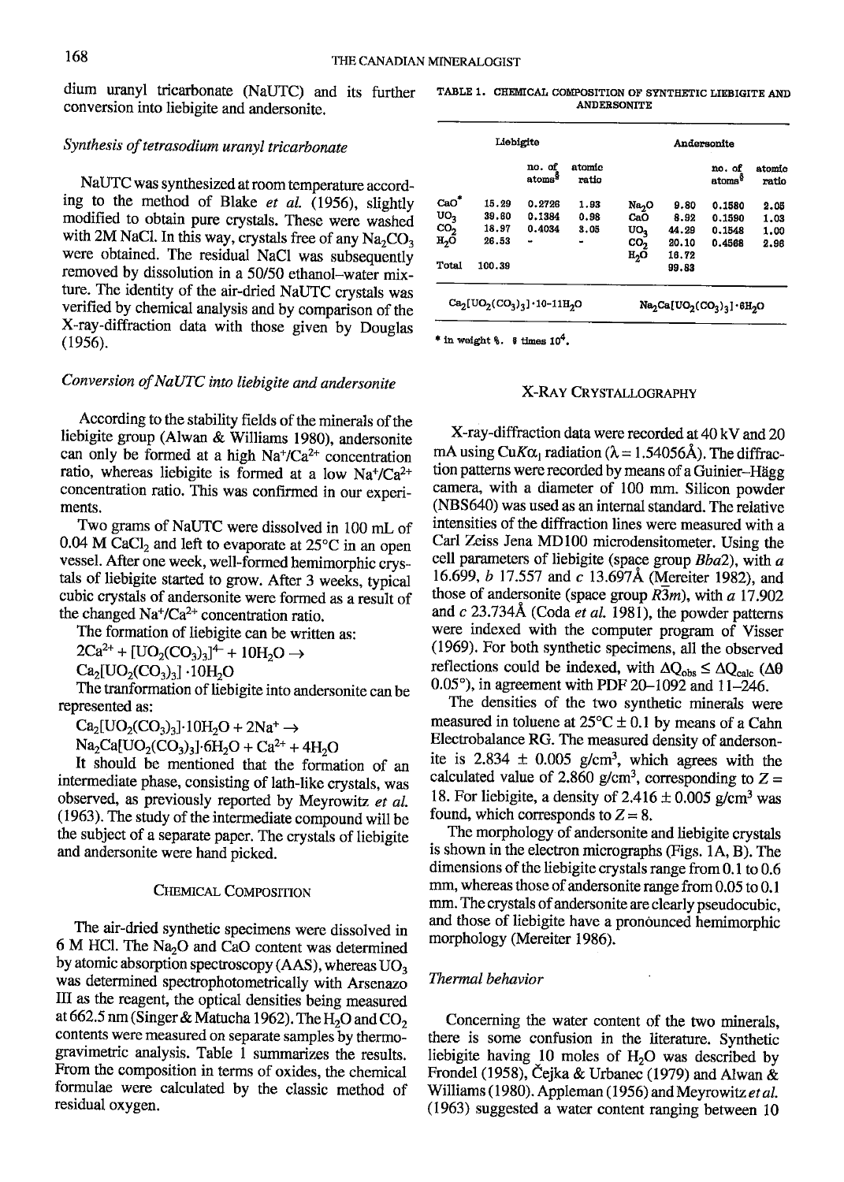dium uranyl tricarbonate (NaUTC) and its further conversion into liebigite and andersonite.

### Synthesis of tetrasodium uranyl tricarbonate

NaUTC was synthesized at room temperature according to the method of Blake *et al.* (1956), slightly modified to obtain pure crystals. These were washed with 2M NaCl. In this way, crystals free of any $Na_2CO_3$ were obtained. The residual NaCl was subsequently removed by dissolution in a 50/50 ethanol–water mixture. The identity of the air-dried NaUTC crystals was verified by chemical analysis and by comparison of the X-ray-diffraction data with those given by Douglas (1956).

### Conversion of NaUTC into liebigite and andersonite

According to the stability fields of the minerals of the liebigite group (Alwan & Williams 1980), andersonite can only be formed at a high $Na^+/Ca^{2+}$ concentration ratio, whereas liebigite is formed at a low $Na^+/Ca^{2+}$ concentration ratio. This was confirmed in our experiments.

Two grams of NaUTC were dissolved in 100 mL of 0.04 M $CaCl_2$ and left to evaporate at 25°C in an open vessel. After one week, well-formed hemimorphic crystals of liebigite started to grow. After 3 weeks, typical cubic crystals of andersonite were formed as a result of the changed $Na^+/Ca^{2+}$ concentration ratio.

The formation of liebigite can be written as:

$$2Ca^{2+} + [UO_2(CO_3)_3]^{4-} + 10H_2O \rightarrow Ca_2[UO_2(CO_3)_3] \cdot 10H_2O$$

The tranformation of liebigite into andersonite can be represented as:

$$Ca_2[UO_2(CO_3)_3] \cdot 10H_2O + 2Na^+ \rightarrow Na_2Ca[UO_2(CO_3)_3] \cdot 6H_2O + Ca^{2+} + 4H_2O$$

It should be mentioned that the formation of an intermediate phase, consisting of lath-like crystals, was observed, as previously reported by Meyrowitz *et al.* (1963). The study of the intermediate compound will be the subject of a separate paper. The crystals of liebigite and andersonite were hand picked.

## Chemical Composition

The air-dried synthetic specimens were dissolved in 6 M HCl. The $Na_2O$ and CaO content was determined by atomic absorption spectroscopy (AAS), whereas $UO_3$ was determined spectrophotometrically with Arsenazo III as the reagent, the optical densities being measured at 662.5 nm (Singer & Matucha 1962). The $H_2O$ and $CO_2$ contents were measured on separate samples by thermogravimetric analysis. Table 1 summarizes the results. From the composition in terms of oxides, the chemical formulae were calculated by the classic method of residual oxygen.

TABLE 1. CHEMICAL COMPOSITION OF SYNTHETIC LIEBIGITE AND ANDERSONITE

| Liebigite | | | | Andersonite | | | |
|---|---|---|---|---|---|---|---|
| | | no. of atoms§ | atomic ratio | | | no. of atoms§ | atomic ratio |
| CaO* | 15.29 | 0.2726 | 1.93 | $Na_2O$ | 9.80 | 0.1580 | 2.05 |
| $UO_3$ | 39.60 | 0.1384 | 0.98 | CaO | 8.92 | 0.1590 | 1.03 |
| $CO_2$ | 18.97 | 0.4034 | 3.05 | $UO_3$ | 44.29 | 0.1548 | 1.00 |
| $H_2O$ | 26.53 | - | - | $CO_2$ | 20.10 | 0.4568 | 2.96 |
| Total | 100.39 | | | $H_2O$ | 16.72 | | |
| | | | | | 99.83 | | |
| $Ca_2[UO_2(CO_3)_3] \cdot 10\text{-}11H_2O$ | | | | $Na_2Ca[UO_2(CO_3)_3] \cdot 6H_2O$ | | | |

\* in weight %. § times $10^4$.

## X-Ray Crystallography

X-ray-diffraction data were recorded at 40 kV and 20 mA using $CuK\alpha_1$ radiation ($\lambda = 1.54056$Å). The diffraction patterns were recorded by means of a Guinier–Hägg camera, with a diameter of 100 mm. Silicon powder (NBS640) was used as an internal standard. The relative intensities of the diffraction lines were measured with a Carl Zeiss Jena MD100 microdensitometer. Using the cell parameters of liebigite (space group *Bba*2), with *a* 16.699, *b* 17.557 and *c* 13.697Å (Mereiter 1982), and those of andersonite (space group $R\bar{3}m$), with *a* 17.902 and *c* 23.734Å (Coda *et al.* 1981), the powder patterns were indexed with the computer program of Visser (1969). For both synthetic specimens, all the observed reflections could be indexed, with $\Delta Q_{obs} \leq \Delta Q_{calc}$ ($\Delta\theta$ 0.05°), in agreement with PDF 20–1092 and 11–246.

The densities of the two synthetic minerals were measured in toluene at 25°C ± 0.1 by means of a Cahn Electrobalance RG. The measured density of andersonite is 2.834 ± 0.005 g/cm³, which agrees with the calculated value of 2.860 g/cm³, corresponding to $Z$ = 18. For liebigite, a density of 2.416 ± 0.005 g/cm³ was found, which corresponds to $Z$ = 8.

The morphology of andersonite and liebigite crystals is shown in the electron micrographs (Figs. 1A, B). The dimensions of the liebigite crystals range from 0.1 to 0.6 mm, whereas those of andersonite range from 0.05 to 0.1 mm. The crystals of andersonite are clearly pseudocubic, and those of liebigite have a pronounced hemimorphic morphology (Mereiter 1986).

### Thermal behavior

Concerning the water content of the two minerals, there is some confusion in the literature. Synthetic liebigite having 10 moles of $H_2O$ was described by Frondel (1958), Čejka & Urbanec (1979) and Alwan & Williams (1980). Appleman (1956) and Meyrowitz *et al.* (1963) suggested a water content ranging between 10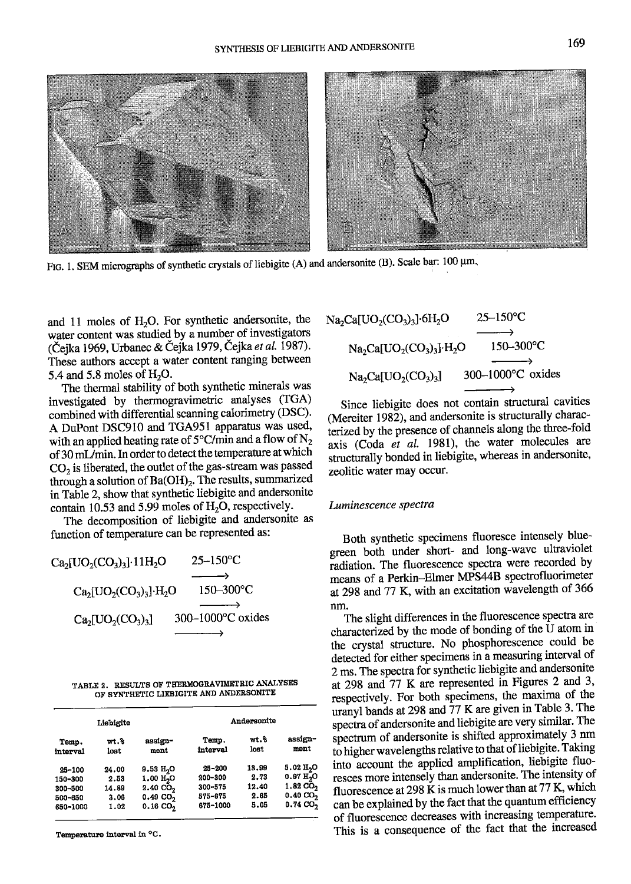FIG. 1. SEM micrographs of synthetic crystals of liebigite (A) and andersonite (B). Scale bar: 100 μm.

and 11 moles of $H_2O$. For synthetic andersonite, the water content was studied by a number of investigators (Čejka 1969, Urbanec & Čejka 1979, Čejka *et al.* 1987). These authors accept a water content ranging between 5.4 and 5.8 moles of $H_2O$.

The thermal stability of both synthetic minerals was investigated by thermogravimetric analyses (TGA) combined with differential scanning calorimetry (DSC). A DuPont DSC910 and TGA951 apparatus was used, with an applied heating rate of 5°C/min and a flow of $N_2$ of 30 mL/min. In order to detect the temperature at which $CO_2$ is liberated, the outlet of the gas-stream was passed through a solution of $Ba(OH)_2$. The results, summarized in Table 2, show that synthetic liebigite and andersonite contain 10.53 and 5.99 moles of $H_2O$, respectively.

The decomposition of liebigite and andersonite as function of temperature can be represented as:

$$Ca_2[UO_2(CO_3)_3]\cdot 11H_2O \xrightarrow{25\text{–}150°C} Ca_2[UO_2(CO_3)_3]\cdot H_2O \xrightarrow{150\text{–}300°C} Ca_2[UO_2(CO_3)_3] \xrightarrow{300\text{–}1000°C} \text{oxides}$$

TABLE 2. RESULTS OF THERMOGRAVIMETRIC ANALYSES OF SYNTHETIC LIEBIGITE AND ANDERSONITE

| Liebigite | | | Andersonite | | |
|---|---|---|---|---|---|
| Temp. interval | wt.% lost | assign-ment | Temp. interval | wt.% lost | assign-ment |
| 25-100 | 24.00 | 9.53 $H_2O$ | 25-200 | 13.89 | 5.02 $H_2O$ |
| 150-300 | 2.53 | 1.00 $H_2O$ | 200-300 | 2.73 | 0.97 $H_2O$ |
| 300-500 | 14.89 | 2.40 $CO_2$ | 300-575 | 12.40 | 1.82 $CO_2$ |
| 500-650 | 3.06 | 0.49 $CO_2$ | 575-675 | 2.65 | 0.40 $CO_2$ |
| 650-1000 | 1.02 | 0.16 $CO_2$ | 675-1000 | 5.05 | 0.74 $CO_2$ |

Temperature interval in °C.

$$Na_2Ca[UO_2(CO_3)_3]\cdot 6H_2O \xrightarrow{25\text{–}150°C} Na_2Ca[UO_2(CO_3)_3]\cdot H_2O \xrightarrow{150\text{–}300°C} Na_2Ca[UO_2(CO_3)_3] \xrightarrow{300\text{–}1000°C} \text{oxides}$$

Since liebigite does not contain structural cavities (Mereiter 1982), and andersonite is structurally characterized by the presence of channels along the three-fold axis (Coda *et al.* 1981), the water molecules are structurally bonded in liebigite, whereas in andersonite, zeolitic water may occur.

### *Luminescence spectra*

Both synthetic specimens fluoresce intensely blue-green both under short- and long-wave ultraviolet radiation. The fluorescence spectra were recorded by means of a Perkin–Elmer MPS44B spectrofluorimeter at 298 and 77 K, with an excitation wavelength of 366 nm.

The slight differences in the fluorescence spectra are characterized by the mode of bonding of the U atom in the crystal structure. No phosphorescence could be detected for either specimens in a measuring interval of 2 ms. The spectra for synthetic liebigite and andersonite at 298 and 77 K are represented in Figures 2 and 3, respectively. For both specimens, the maxima of the uranyl bands at 298 and 77 K are given in Table 3. The spectra of andersonite and liebigite are very similar. The spectrum of andersonite is shifted approximately 3 nm to higher wavelengths relative to that of liebigite. Taking into account the applied amplification, liebigite fluoresces more intensely than andersonite. The intensity of fluorescence at 298 K is much lower than at 77 K, which can be explained by the fact that the quantum efficiency of fluorescence decreases with increasing temperature. This is a consequence of the fact that the increased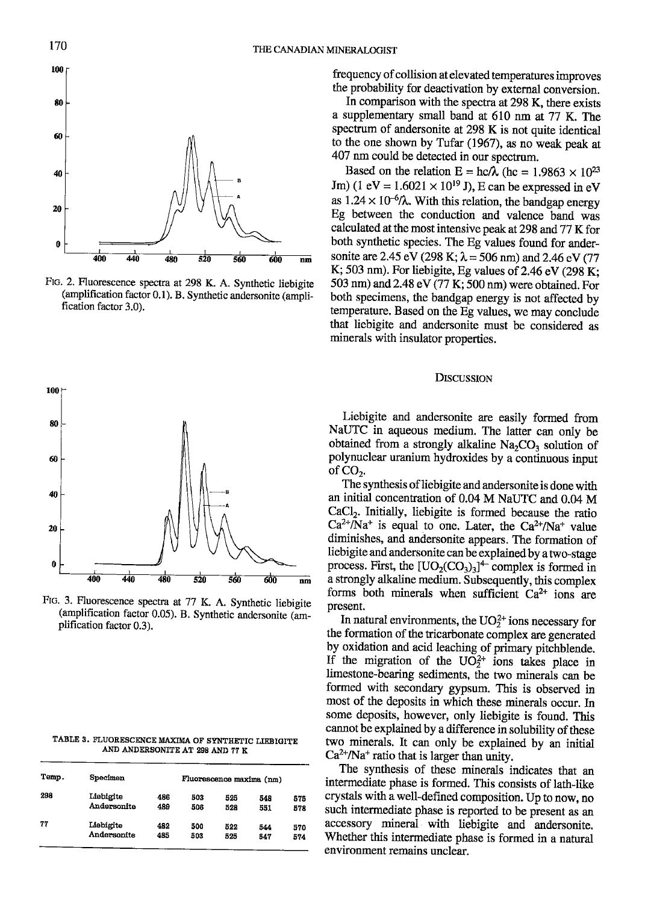FIG. 2. Fluorescence spectra at 298 K. A. Synthetic liebigite (amplification factor 0.1). B. Synthetic andersonite (amplification factor 3.0).

FIG. 3. Fluorescence spectra at 77 K. A. Synthetic liebigite (amplification factor 0.05). B. Synthetic andersonite (amplification factor 0.3).

TABLE 3. FLUORESCENCE MAXIMA OF SYNTHETIC LIEBIGITE AND ANDERSONITE AT 298 AND 77 K

| Temp. | Specimen | Fluorescence maxima (nm) | | | | |
|---|---|---|---|---|---|---|
| 298 | Liebigite | 486 | 503 | 525 | 548 | 575 |
| | Andersonite | 489 | 506 | 528 | 551 | 578 |
| 77 | Liebigite | 482 | 500 | 522 | 544 | 570 |
| | Andersonite | 485 | 503 | 525 | 547 | 574 |

frequency of collision at elevated temperatures improves the probability for deactivation by external conversion.

In comparison with the spectra at 298 K, there exists a supplementary small band at 610 nm at 77 K. The spectrum of andersonite at 298 K is not quite identical to the one shown by Tufar (1967), as no weak peak at 407 nm could be detected in our spectrum.

Based on the relation $E = hc/\lambda$ ($hc = 1.9863 \times 10^{23}$ Jm) (1 eV = $1.6021 \times 10^{19}$ J), E can be expressed in eV as $1.24 \times 10^{-6}/\lambda$. With this relation, the bandgap energy Eg between the conduction and valence band was calculated at the most intensive peak at 298 and 77 K for both synthetic species. The Eg values found for andersonite are 2.45 eV (298 K; $\lambda$ = 506 nm) and 2.46 eV (77 K; 503 nm). For liebigite, Eg values of 2.46 eV (298 K; 503 nm) and 2.48 eV (77 K; 500 nm) were obtained. For both specimens, the bandgap energy is not affected by temperature. Based on the Eg values, we may conclude that liebigite and andersonite must be considered as minerals with insulator properties.

## DISCUSSION

Liebigite and andersonite are easily formed from NaUTC in aqueous medium. The latter can only be obtained from a strongly alkaline $Na_2CO_3$ solution of polynuclear uranium hydroxides by a continuous input of $CO_2$.

The synthesis of liebigite and andersonite is done with an initial concentration of 0.04 M NaUTC and 0.04 M $CaCl_2$. Initially, liebigite is formed because the ratio $Ca^{2+}/Na^{+}$ is equal to one. Later, the $Ca^{2+}/Na^{+}$ value diminishes, and andersonite appears. The formation of liebigite and andersonite can be explained by a two-stage process. First, the $[UO_2(CO_3)_3]^{4-}$ complex is formed in a strongly alkaline medium. Subsequently, this complex forms both minerals when sufficient $Ca^{2+}$ ions are present.

In natural environments, the $UO_2^{2+}$ ions necessary for the formation of the tricarbonate complex are generated by oxidation and acid leaching of primary pitchblende. If the migration of the $UO_2^{2+}$ ions takes place in limestone-bearing sediments, the two minerals can be formed with secondary gypsum. This is observed in most of the deposits in which these minerals occur. In some deposits, however, only liebigite is found. This cannot be explained by a difference in solubility of these two minerals. It can only be explained by an initial $Ca^{2+}/Na^{+}$ ratio that is larger than unity.

The synthesis of these minerals indicates that an intermediate phase is formed. This consists of lath-like crystals with a well-defined composition. Up to now, no such intermediate phase is reported to be present as an accessory mineral with liebigite and andersonite. Whether this intermediate phase is formed in a natural environment remains unclear.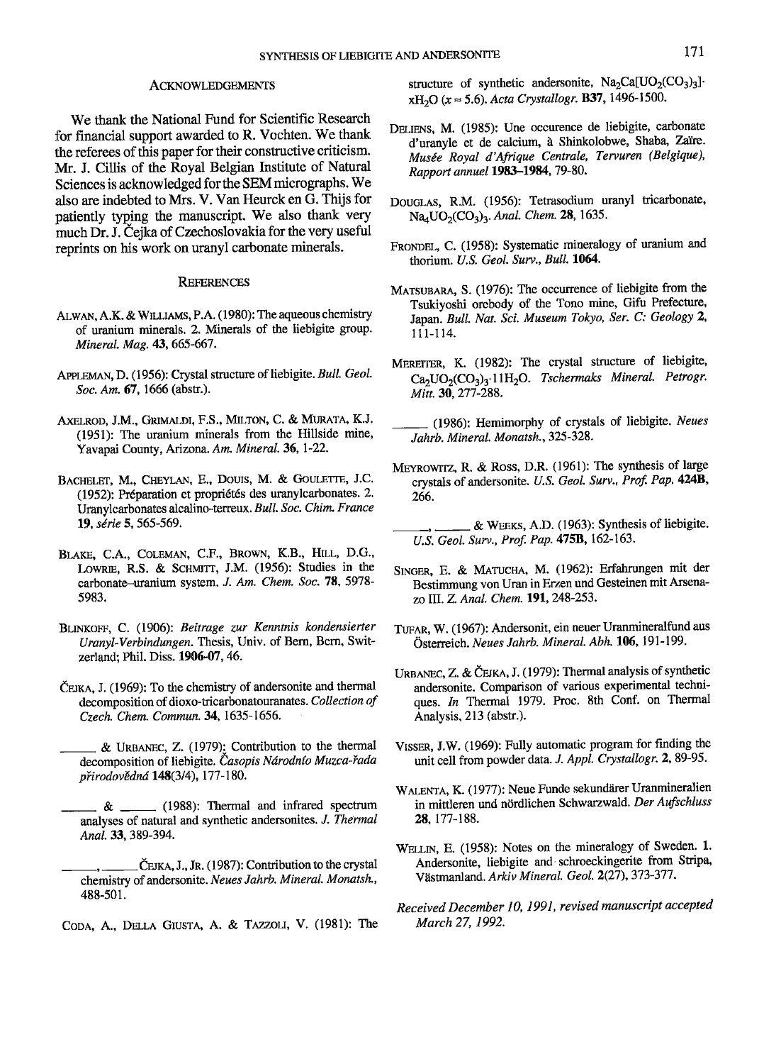## Acknowledgements

We thank the National Fund for Scientific Research for financial support awarded to R. Vochten. We thank the referees of this paper for their constructive criticism. Mr. J. Cillis of the Royal Belgian Institute of Natural Sciences is acknowledged for the SEM micrographs. We also are indebted to Mrs. V. Van Heurck en G. Thijs for patiently typing the manuscript. We also thank very much Dr. J. Čejka of Czechoslovakia for the very useful reprints on his work on uranyl carbonate minerals.

## References

Alwan, A.K. & Williams, P.A. (1980): The aqueous chemistry of uranium minerals. 2. Minerals of the liebigite group. *Mineral. Mag.* **43**, 665-667.

Appleman, D. (1956): Crystal structure of liebigite. *Bull. Geol. Soc. Am.* **67**, 1666 (abstr.).

Axelrod, J.M., Grimaldi, F.S., Milton, C. & Murata, K.J. (1951): The uranium minerals from the Hillside mine, Yavapai County, Arizona. *Am. Mineral.* **36**, 1-22.

Bachelet, M., Cheylan, E., Douis, M. & Goulette, J.C. (1952): Préparation et propriétés des uranylcarbonates. 2. Uranylcarbonates alcalino-terreux. *Bull. Soc. Chim. France* **19**, *série* **5**, 565-569.

Blake, C.A., Coleman, C.F., Brown, K.B., Hill, D.G., Lowrie, R.S. & Schmitt, J.M. (1956): Studies in the carbonate–uranium system. *J. Am. Chem. Soc.* **78**, 5978-5983.

Blinkoff, C. (1906): *Beitrage zur Kenntnis kondensierter Uranyl-Verbindungen*. Thesis, Univ. of Bern, Bern, Switzerland; Phil. Diss. **1906-07**, 46.

Čejka, J. (1969): To the chemistry of andersonite and thermal decomposition of dioxo-tricarbonatouranates. *Collection of Czech. Chem. Commun.* **34**, 1635-1656.

______ & Urbanec, Z. (1979): Contribution to the thermal decomposition of liebigite. *Časopis Národnío Muzca-řada přirodovědná* **148**(3/4), 177-180.

______ & ______ (1988): Thermal and infrared spectrum analyses of natural and synthetic andersonites. *J. Thermal Anal.* **33**, 389-394.

______, ______ Čejka, J., Jr. (1987): Contribution to the crystal chemistry of andersonite. *Neues Jahrb. Mineral. Monatsh.*, 488-501.

Coda, A., Della Giusta, A. & Tazzoli, V. (1981): The structure of synthetic andersonite, $Na_2Ca[UO_2(CO_3)_3]\cdot xH_2O$ ($x \approx 5.6$). *Acta Crystallogr.* **B37**, 1496-1500.

Deliens, M. (1985): Une occurence de liebigite, carbonate d'uranyle et de calcium, à Shinkolobwe, Shaba, Zaïre. *Musée Royal d'Afrique Centrale, Tervuren (Belgique), Rapport annuel* **1983–1984**, 79-80.

Douglas, R.M. (1956): Tetrasodium uranyl tricarbonate, $Na_4UO_2(CO_3)_3$. *Anal. Chem.* **28**, 1635.

Frondel, C. (1958): Systematic mineralogy of uranium and thorium. *U.S. Geol. Surv., Bull.* **1064**.

Matsubara, S. (1976): The occurrence of liebigite from the Tsukiyoshi orebody of the Tono mine, Gifu Prefecture, Japan. *Bull. Nat. Sci. Museum Tokyo, Ser. C: Geology* **2**, 111-114.

Mereiter, K. (1982): The crystal structure of liebigite, $Ca_2UO_2(CO_3)_3\cdot 11H_2O$. *Tschermaks Mineral. Petrogr. Mitt.* **30**, 277-288.

______ (1986): Hemimorphy of crystals of liebigite. *Neues Jahrb. Mineral. Monatsh.*, 325-328.

Meyrowitz, R. & Ross, D.R. (1961): The synthesis of large crystals of andersonite. *U.S. Geol. Surv., Prof. Pap.* **424B**, 266.

______, ______ & Weeks, A.D. (1963): Synthesis of liebigite. *U.S. Geol. Surv., Prof. Pap.* **475B**, 162-163.

Singer, E. & Matucha, M. (1962): Erfahrungen mit der Bestimmung von Uran in Erzen und Gesteinen mit Arsenazo III. *Z. Anal. Chem.* **191**, 248-253.

Tufar, W. (1967): Andersonit, ein neuer Uranmineralfund aus Österreich. *Neues Jahrb. Mineral. Abh.* **106**, 191-199.

Urbanec, Z. & Čejka, J. (1979): Thermal analysis of synthetic andersonite. Comparison of various experimental techniques. *In* Thermal 1979. Proc. 8th Conf. on Thermal Analysis, 213 (abstr.).

Visser, J.W. (1969): Fully automatic program for finding the unit cell from powder data. *J. Appl. Crystallogr.* **2**, 89-95.

Walenta, K. (1977): Neue Funde sekundärer Uranmineralien in mittleren und nördlichen Schwarzwald. *Der Aufschluss* **28**, 177-188.

Wellin, E. (1958): Notes on the mineralogy of Sweden. 1. Andersonite, liebigite and schroeckingerite from Stripa, Västmanland. *Arkiv Mineral. Geol.* **2**(27), 373-377.

*Received December 10, 1991, revised manuscript accepted March 27, 1992.*